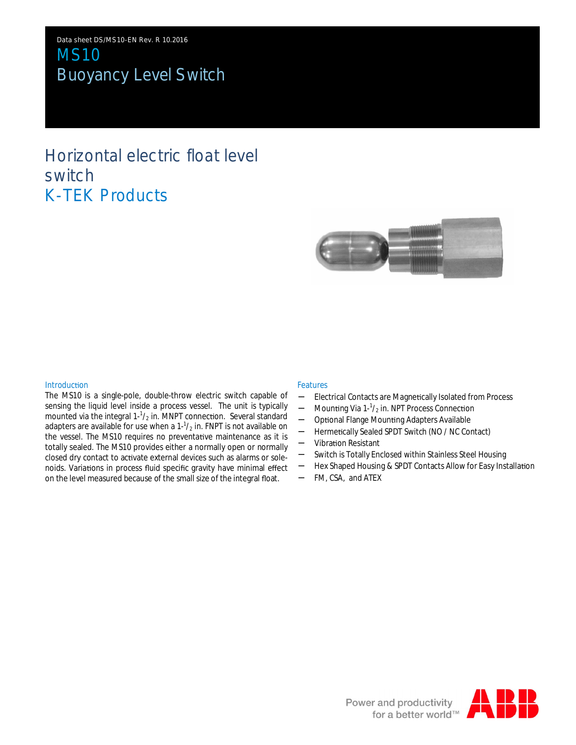Data sheet DS/MS10-EN Rev. R 10.2016

# MS10
# Buoyancy Level Switch

## Horizontal electric float level switch
## K-TEK Products

### Introduction

The MS10 is a single-pole, double-throw electric switch capable of sensing the liquid level inside a process vessel. The unit is typically mounted via the integral 1-$^{1}/_{2}$ in. MNPT connection. Several standard adapters are available for use when a 1-$^{1}/_{2}$ in. FNPT is not available on the vessel. The MS10 requires no preventative maintenance as it is totally sealed. The MS10 provides either a normally open or normally closed dry contact to activate external devices such as alarms or solenoids. Variations in process fluid specific gravity have minimal effect on the level measured because of the small size of the integral float.

### Features

- Electrical Contacts are Magnetically Isolated from Process
- Mounting Via 1-$^{1}/_{2}$ in. NPT Process Connection
- Optional Flange Mounting Adapters Available
- Hermetically Sealed SPDT Switch (NO / NC Contact)
- Vibration Resistant
- Switch is Totally Enclosed within Stainless Steel Housing
- Hex Shaped Housing & SPDT Contacts Allow for Easy Installation
- FM, CSA, and ATEX

Power and productivity for a better world™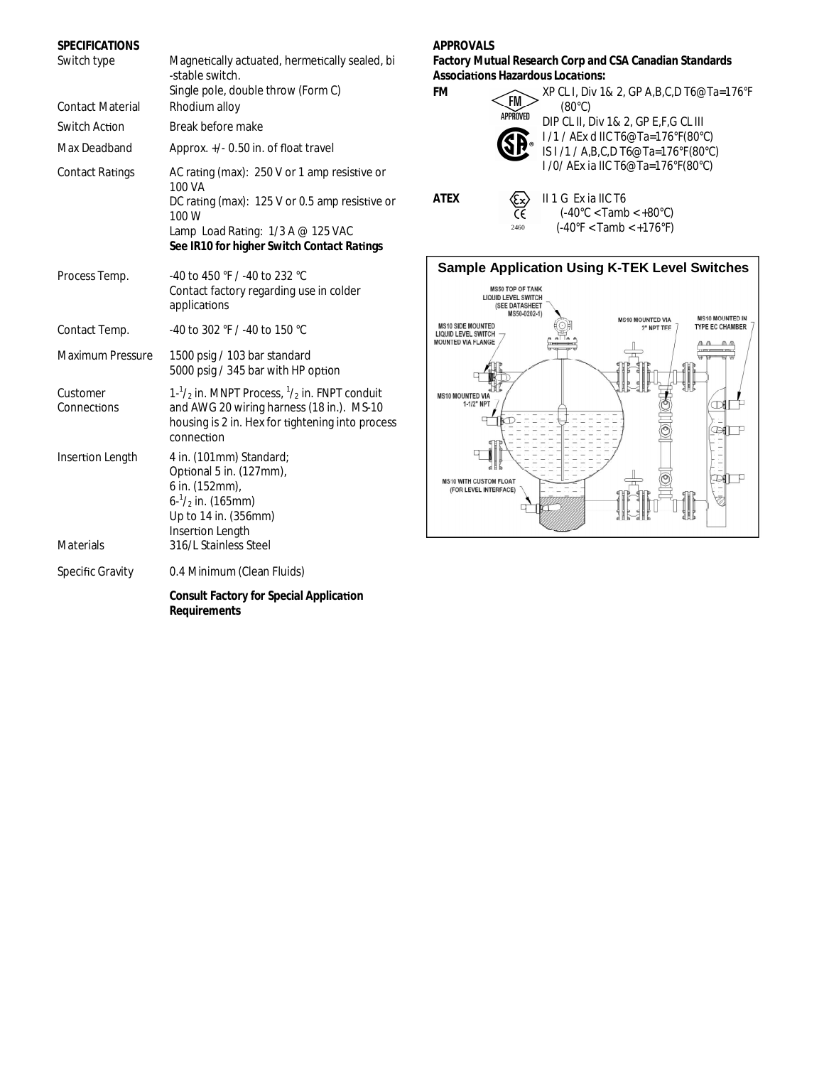## SPECIFICATIONS

| | |
|---|---|
| Switch type | Magnetically actuated, hermetically sealed, bi -stable switch. Single pole, double throw (Form C) |
| Contact Material | Rhodium alloy |
| Switch Action | Break before make |
| Max Deadband | Approx. +/- 0.50 in. of float travel |
| Contact Ratings | AC rating (max): 250 V or 1 amp resistive or 100 VA<br>DC rating (max): 125 V or 0.5 amp resistive or 100 W<br>Lamp Load Rating: 1/3 A @ 125 VAC<br>**See IR10 for higher Switch Contact Ratings** |
| Process Temp. | -40 to 450 °F / -40 to 232 °C<br>Contact factory regarding use in colder applications |
| Contact Temp. | -40 to 302 °F / -40 to 150 °C |
| Maximum Pressure | 1500 psig / 103 bar standard<br>5000 psig / 345 bar with HP option |
| Customer Connections | 1-1/2 in. MNPT Process, 1/2 in. FNPT conduit and AWG 20 wiring harness (18 in.). MS-10 housing is 2 in. Hex for tightening into process connection |
| Insertion Length | 4 in. (101mm) Standard;<br>Optional 5 in. (127mm),<br>6 in. (152mm),<br>6-1/2 in. (165mm)<br>Up to 14 in. (356mm)<br>Insertion Length |
| Materials | 316/L Stainless Steel |
| Specific Gravity | 0.4 Minimum (Clean Fluids) |

**Consult Factory for Special Application Requirements**

## APPROVALS

**Factory Mutual Research Corp and CSA Canadian Standards Associations Hazardous Locations:**

**FM**

XP CL I, Div 1& 2, GP A,B,C,D T6@Ta=176°F (80°C)
DIP CL II, Div 1& 2, GP E,F,G CL III
I /1 / AEx d IIC T6@Ta=176°F(80°C)
IS I /1 / A,B,C,D T6@Ta=176°F(80°C)
I /0/ AEx ia IIC T6@Ta=176°F(80°C)

**ATEX**

II 1 G Ex ia IIC T6
(-40°C < Tamb < +80°C)
(-40°F < Tamb < +176°F)

2460

### Sample Application Using K-TEK Level Switches

MS50 TOP OF TANK LIQUID LEVEL SWITCH (SEE DATASHEET MS50-0202-1)
MS10 SIDE MOUNTED LIQUID LEVEL SWITCH MOUNTED VIA FLANGE
MS10 MOUNTED VIA 2" NPT TEE
MS10 MOUNTED IN TYPE EC CHAMBER
MS10 MOUNTED VIA 1-1/2" NPT
MS10 WITH CUSTOM FLOAT (FOR LEVEL INTERFACE)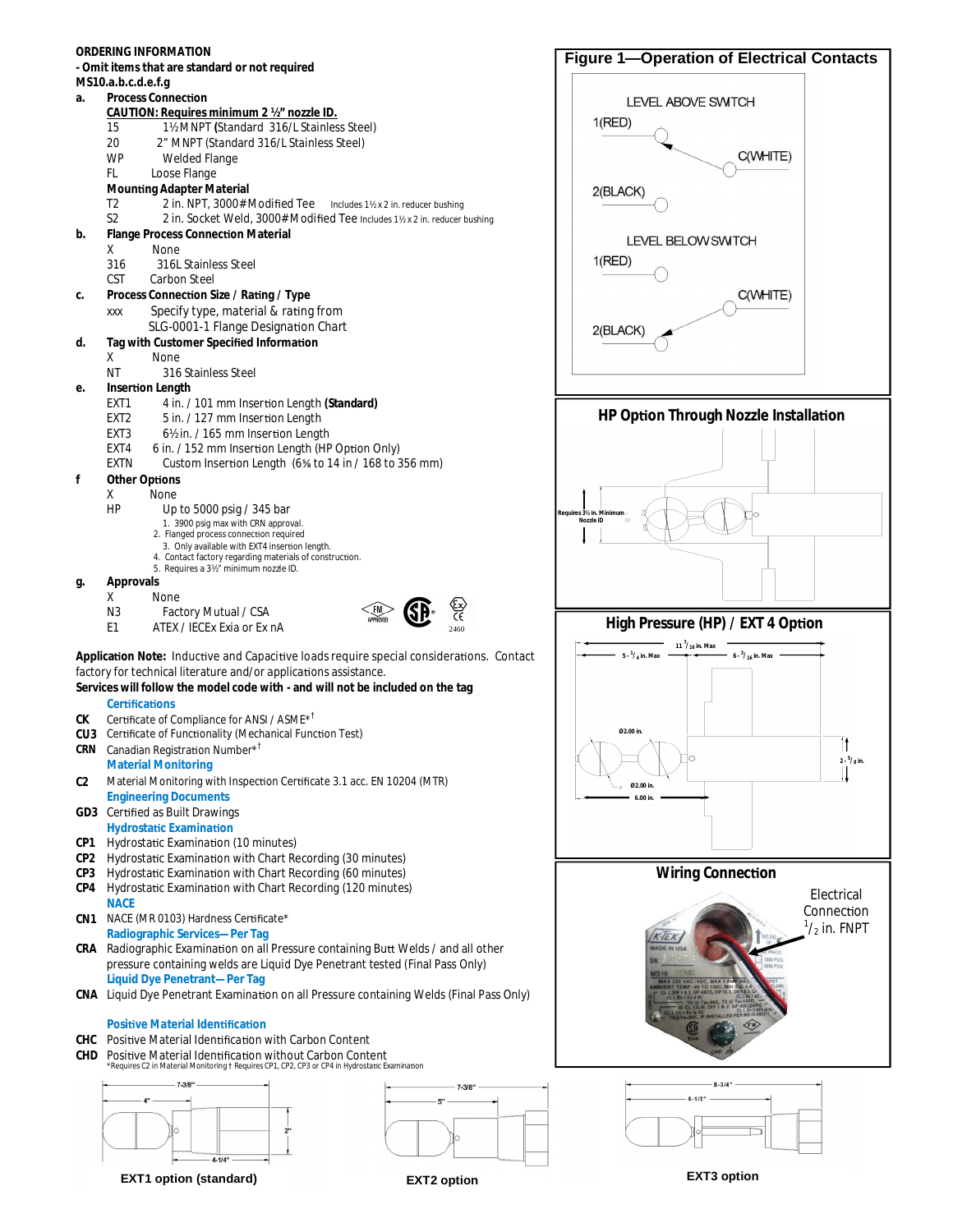## ORDERING INFORMATION

**- Omit items that are standard or not required**

**MS10.a.b.c.d.e.f.g**

**a. Process Connection**

**CAUTION: Requires minimum 2 ½" nozzle ID.**

| | |
|---|---|
| 15 | 1½ MNPT (Standard 316/L Stainless Steel) |
| 20 | 2" MNPT (Standard 316/L Stainless Steel) |
| WP | Welded Flange |
| FL | Loose Flange |

**Mounting Adapter Material**

| | |
|---|---|
| T2 | 2 in. NPT, 3000# Modified Tee Includes 1½ x 2 in. reducer bushing |
| S2 | 2 in. Socket Weld, 3000# Modified Tee Includes 1½ x 2 in. reducer bushing |

**b. Flange Process Connection Material**

| | |
|---|---|
| X | None |
| 316 | 316L Stainless Steel |
| CST | Carbon Steel |

**c. Process Connection Size / Rating / Type**

| | |
|---|---|
| xxx | Specify type, material & rating from SLG-0001-1 Flange Designation Chart |

**d. Tag with Customer Specified Information**

| | |
|---|---|
| X | None |
| NT | 316 Stainless Steel |

**e. Insertion Length**

| | |
|---|---|
| EXT1 | 4 in. / 101 mm Insertion Length **(Standard)** |
| EXT2 | 5 in. / 127 mm Insertion Length |
| EXT3 | 6½ in. / 165 mm Insertion Length |
| EXT4 | 6 in. / 152 mm Insertion Length (HP Option Only) |
| EXTN | Custom Insertion Length (6⅝ to 14 in / 168 to 356 mm) |

**f Other Options**

| | |
|---|---|
| X | None |
| HP | Up to 5000 psig / 345 bar |

1. 3900 psig max with CRN approval.
2. Flanged process connection required
3. Only available with EXT4 insertion length.
4. Contact factory regarding materials of construction.
5. Requires a 3½" minimum nozzle ID.

**g. Approvals**

| | |
|---|---|
| X | None |
| N3 | Factory Mutual / CSA |
| E1 | ATEX / IECEx Exia or Ex nA |

**Application Note:** Inductive and Capacitive loads require special considerations. Contact factory for technical literature and/or applications assistance.

**Services will follow the model code with - and will not be included on the tag**

**Certifications**

- **CK** Certificate of Compliance for ANSI / ASME*†
- **CU3** Certificate of Functionality (Mechanical Function Test)
- **CRN** Canadian Registration Number*†

**Material Monitoring**

- **C2** Material Monitoring with Inspection Certificate 3.1 acc. EN 10204 (MTR)

**Engineering Documents**

- **GD3** Certified as Built Drawings

**Hydrostatic Examination**

- **CP1** Hydrostatic Examination (10 minutes)
- **CP2** Hydrostatic Examination with Chart Recording (30 minutes)
- **CP3** Hydrostatic Examination with Chart Recording (60 minutes)
- **CP4** Hydrostatic Examination with Chart Recording (120 minutes)

**NACE**

- **CN1** NACE (MR 0103) Hardness Certificate*

**Radiographic Services—Per Tag**

- **CRA** Radiographic Examination on all Pressure containing Butt Welds / and all other pressure containing welds are Liquid Dye Penetrant tested (Final Pass Only)

**Liquid Dye Penetrant—Per Tag**

- **CNA** Liquid Dye Penetrant Examination on all Pressure containing Welds (Final Pass Only)

**Positive Material Identification**

- **CHC** Positive Material Identification with Carbon Content
- **CHD** Positive Material Identification without Carbon Content

*Requires C2 in Material Monitoring † Requires CP1, CP2, CP3 or CP4 in Hydrostatic Examination

**Figure 1—Operation of Electrical Contacts**

LEVEL ABOVE SWITCH: 1(RED), C(WHITE), 2(BLACK)

LEVEL BELOW SWITCH: 1(RED), C(WHITE), 2(BLACK)

**HP Option Through Nozzle Installation**

Requires 3½ in. Minimum Nozzle ID

**High Pressure (HP) / EXT 4 Option**

11 7/16 in. Max; 5-1/4 in. Max; 6-3/16 in. Max; Ø2.00 in.; Ø2.00 in.; 6.00 in.; 2-5/8 in.

**Wiring Connection**

Electrical Connection 1/2 in. FNPT

**EXT1 option (standard)** — 7-3/8", 4", 2", 4-1/4"

**EXT2 option** — 7-3/8", 5"

**EXT3 option** — 8-3/4", 6-1/2"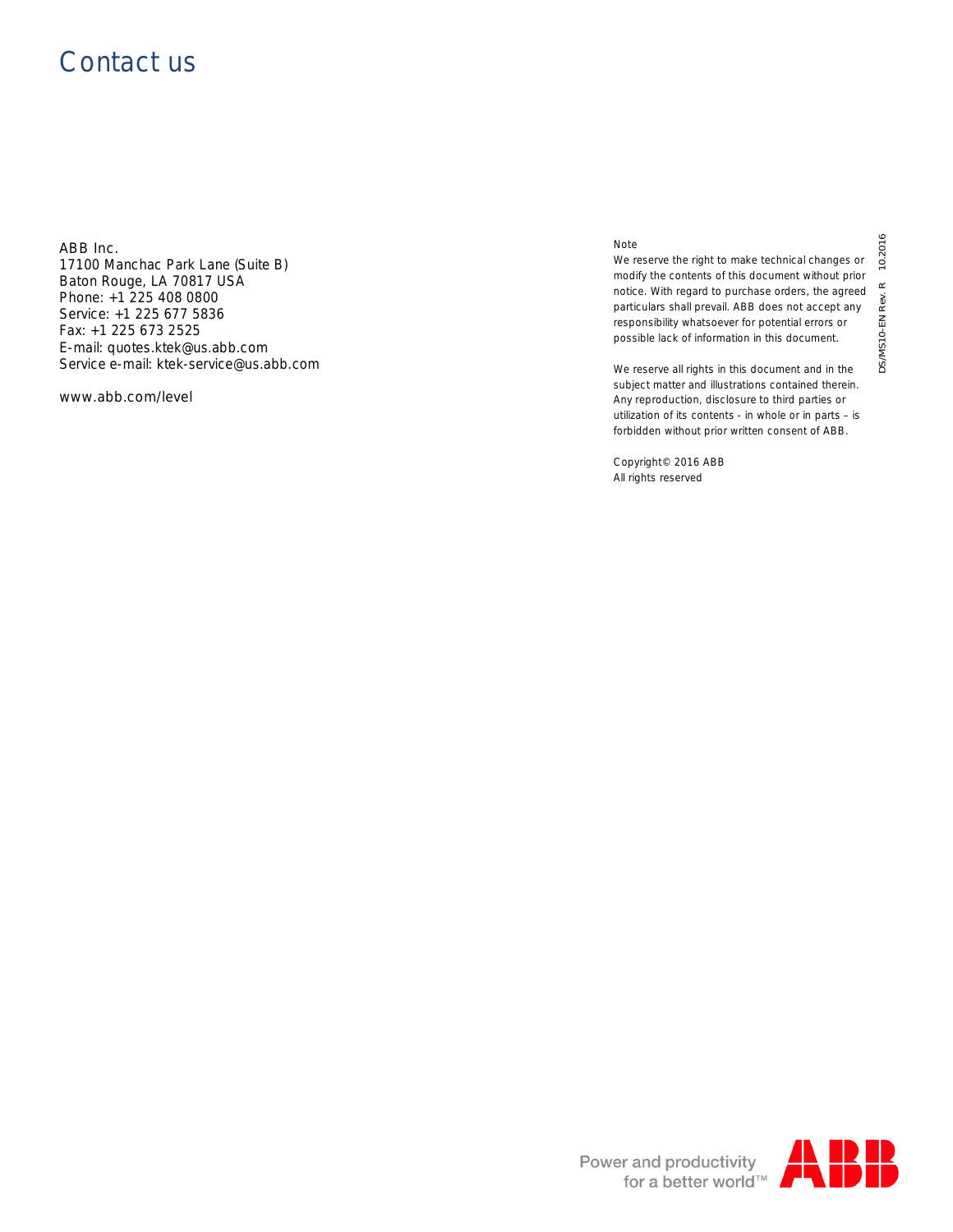# Contact us

ABB Inc.
17100 Manchac Park Lane (Suite B)
Baton Rouge, LA 70817 USA
Phone: +1 225 408 0800
Service: +1 225 677 5836
Fax: +1 225 673 2525
E-mail: quotes.ktek@us.abb.com
Service e-mail: ktek-service@us.abb.com

www.abb.com/level

Note
We reserve the right to make technical changes or modify the contents of this document without prior notice. With regard to purchase orders, the agreed particulars shall prevail. ABB does not accept any responsibility whatsoever for potential errors or possible lack of information in this document.

We reserve all rights in this document and in the subject matter and illustrations contained therein. Any reproduction, disclosure to third parties or utilization of its contents - in whole or in parts – is forbidden without prior written consent of ABB.

Copyright© 2016 ABB
All rights reserved

DS/MS10-EN Rev. R 10.2016

Power and productivity
for a better world™